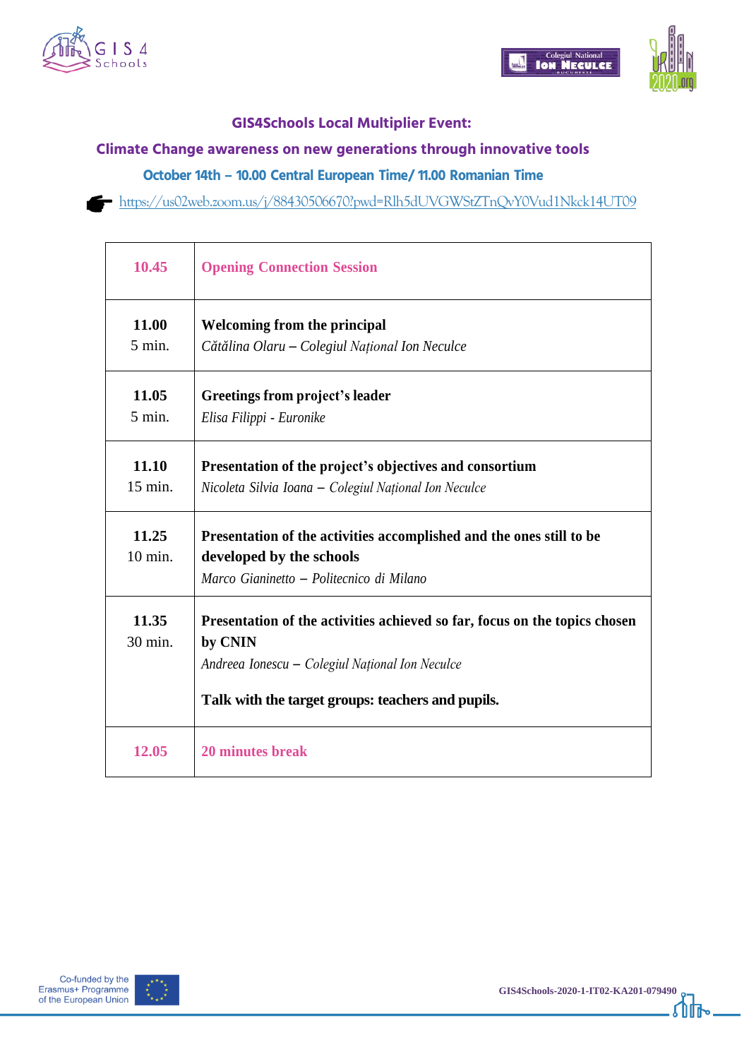**GIS4Schools Local Multiplier Event:**

**Climate Change awareness on new generations through innovative tools**

**October 14th – 10.00 Central European Time/ 11.00 Romanian Time**

☛ https://us02web.zoom.us/j/88430506670?pwd=Rlh5dUVGWStZTnQvY0Vud1Nkck14UT09

| | |
|---|---|
| **10.45** | **Opening Connection Session** |
| **11.00**<br>5 min. | **Welcoming from the principal**<br>*Cătălina Olaru – Colegiul Național Ion Neculce* |
| **11.05**<br>5 min. | **Greetings from project's leader**<br>*Elisa Filippi - Euronike* |
| **11.10**<br>15 min. | **Presentation of the project's objectives and consortium**<br>*Nicoleta Silvia Ioana – Colegiul Național Ion Neculce* |
| **11.25**<br>10 min. | **Presentation of the activities accomplished and the ones still to be developed by the schools**<br>*Marco Gianinetto – Politecnico di Milano* |
| **11.35**<br>30 min. | **Presentation of the activities achieved so far, focus on the topics chosen by CNIN**<br>*Andreea Ionescu – Colegiul Național Ion Neculce*<br><br>**Talk with the target groups: teachers and pupils.** |
| **12.05** | **20 minutes break** |

Co-funded by the Erasmus+ Programme of the European Union

GIS4Schools-2020-1-IT02-KA201-079490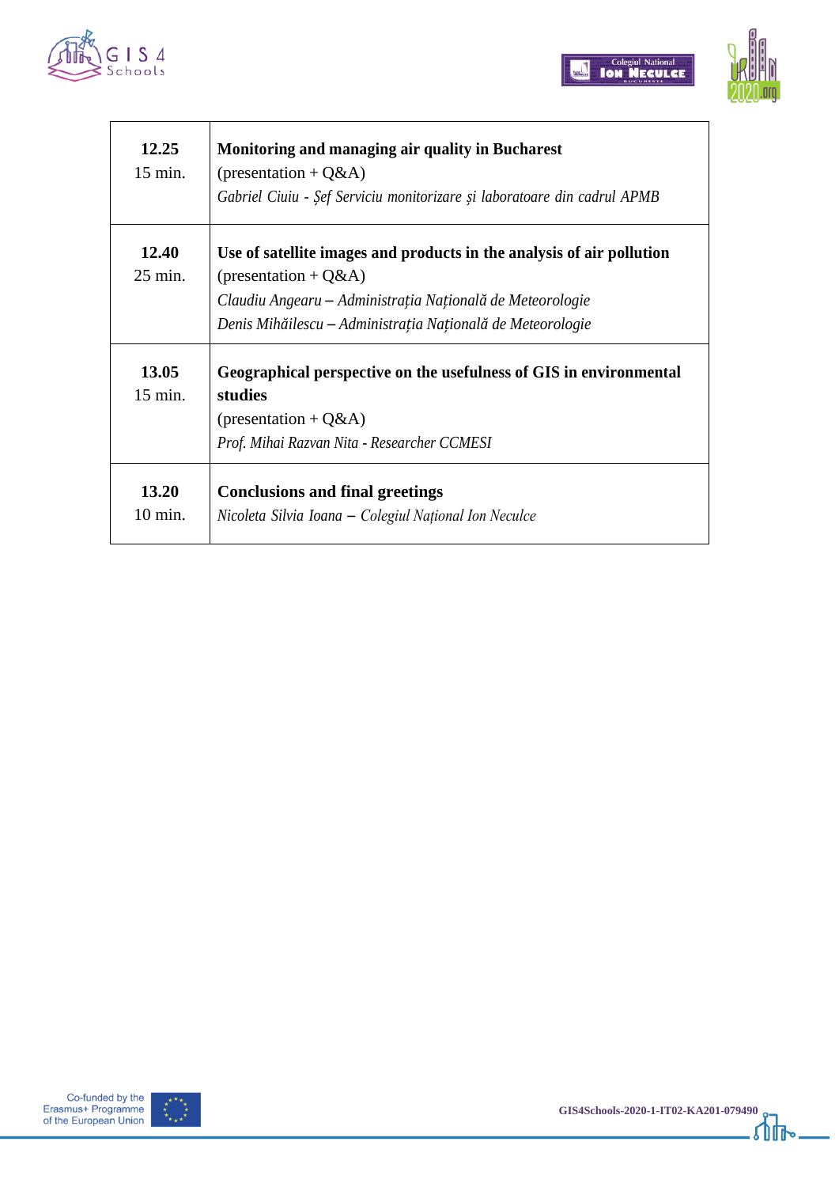| | |
|---|---|
| **12.25**<br>15 min. | **Monitoring and managing air quality in Bucharest**<br>(presentation + Q&A)<br>*Gabriel Ciuiu - Șef Serviciu monitorizare și laboratoare din cadrul APMB* |
| **12.40**<br>25 min. | **Use of satellite images and products in the analysis of air pollution**<br>(presentation + Q&A)<br>*Claudiu Angearu – Administrația Națională de Meteorologie*<br>*Denis Mihăilescu – Administrația Națională de Meteorologie* |
| **13.05**<br>15 min. | **Geographical perspective on the usefulness of GIS in environmental studies**<br>(presentation + Q&A)<br>*Prof. Mihai Razvan Nita - Researcher CCMESI* |
| **13.20**<br>10 min. | **Conclusions and final greetings**<br>*Nicoleta Silvia Ioana – Colegiul Național Ion Neculce* |

Co-funded by the Erasmus+ Programme of the European Union

GIS4Schools-2020-1-IT02-KA201-079490